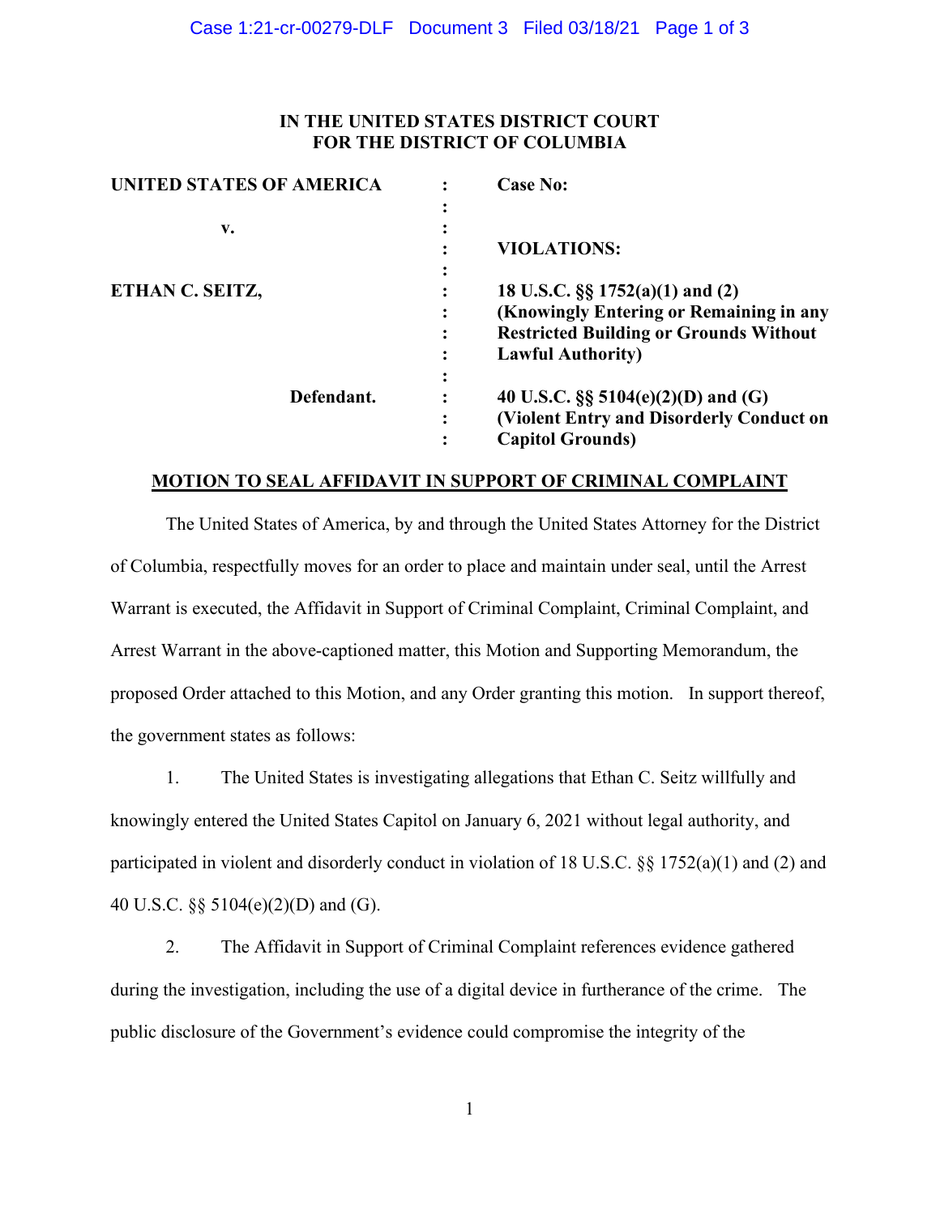**IN THE UNITED STATES DISTRICT COURT**
**FOR THE DISTRICT OF COLUMBIA**

| | | |
|---|---|---|
| **UNITED STATES OF AMERICA** | : | **Case No:** |
| | : | |
| **v.** | : | |
| | : | **VIOLATIONS:** |
| | : | |
| **ETHAN C. SEITZ,** | : | **18 U.S.C. §§ 1752(a)(1) and (2)** |
| | : | **(Knowingly Entering or Remaining in any** |
| | : | **Restricted Building or Grounds Without** |
| | : | **Lawful Authority)** |
| | : | |
| **Defendant.** | : | **40 U.S.C. §§ 5104(e)(2)(D) and (G)** |
| | : | **(Violent Entry and Disorderly Conduct on** |
| | : | **Capitol Grounds)** |

**MOTION TO SEAL AFFIDAVIT IN SUPPORT OF CRIMINAL COMPLAINT**

The United States of America, by and through the United States Attorney for the District of Columbia, respectfully moves for an order to place and maintain under seal, until the Arrest Warrant is executed, the Affidavit in Support of Criminal Complaint, Criminal Complaint, and Arrest Warrant in the above-captioned matter, this Motion and Supporting Memorandum, the proposed Order attached to this Motion, and any Order granting this motion. In support thereof, the government states as follows:

1. The United States is investigating allegations that Ethan C. Seitz willfully and knowingly entered the United States Capitol on January 6, 2021 without legal authority, and participated in violent and disorderly conduct in violation of 18 U.S.C. §§ 1752(a)(1) and (2) and 40 U.S.C. §§ 5104(e)(2)(D) and (G).

2. The Affidavit in Support of Criminal Complaint references evidence gathered during the investigation, including the use of a digital device in furtherance of the crime. The public disclosure of the Government's evidence could compromise the integrity of the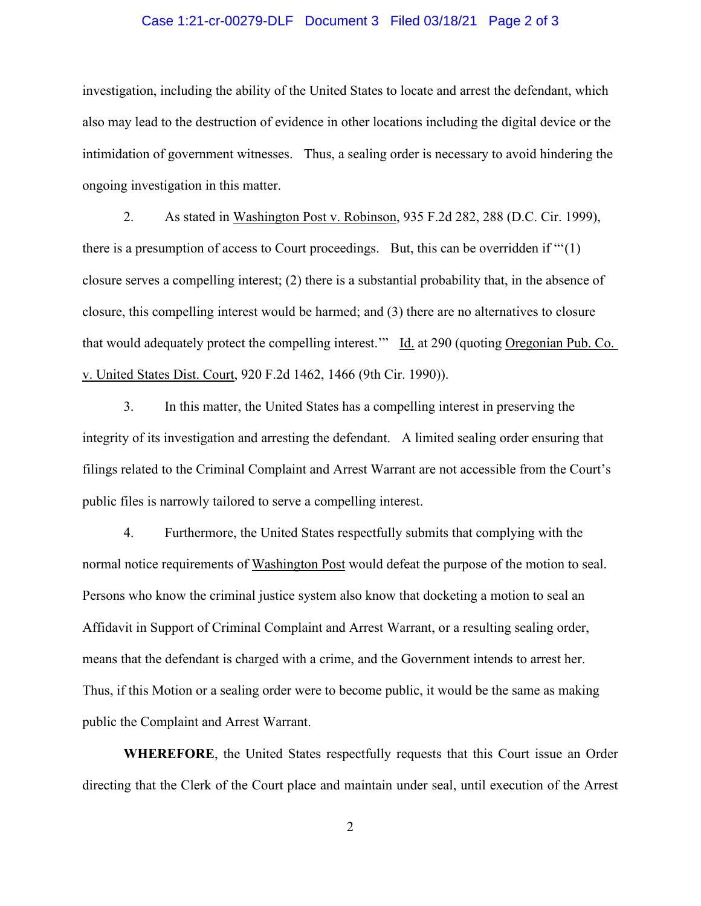investigation, including the ability of the United States to locate and arrest the defendant, which also may lead to the destruction of evidence in other locations including the digital device or the intimidation of government witnesses. Thus, a sealing order is necessary to avoid hindering the ongoing investigation in this matter.

2. As stated in Washington Post v. Robinson, 935 F.2d 282, 288 (D.C. Cir. 1999), there is a presumption of access to Court proceedings. But, this can be overridden if "'(1) closure serves a compelling interest; (2) there is a substantial probability that, in the absence of closure, this compelling interest would be harmed; and (3) there are no alternatives to closure that would adequately protect the compelling interest.'" Id. at 290 (quoting Oregonian Pub. Co. v. United States Dist. Court, 920 F.2d 1462, 1466 (9th Cir. 1990)).

3. In this matter, the United States has a compelling interest in preserving the integrity of its investigation and arresting the defendant. A limited sealing order ensuring that filings related to the Criminal Complaint and Arrest Warrant are not accessible from the Court's public files is narrowly tailored to serve a compelling interest.

4. Furthermore, the United States respectfully submits that complying with the normal notice requirements of Washington Post would defeat the purpose of the motion to seal. Persons who know the criminal justice system also know that docketing a motion to seal an Affidavit in Support of Criminal Complaint and Arrest Warrant, or a resulting sealing order, means that the defendant is charged with a crime, and the Government intends to arrest her. Thus, if this Motion or a sealing order were to become public, it would be the same as making public the Complaint and Arrest Warrant.

**WHEREFORE**, the United States respectfully requests that this Court issue an Order directing that the Clerk of the Court place and maintain under seal, until execution of the Arrest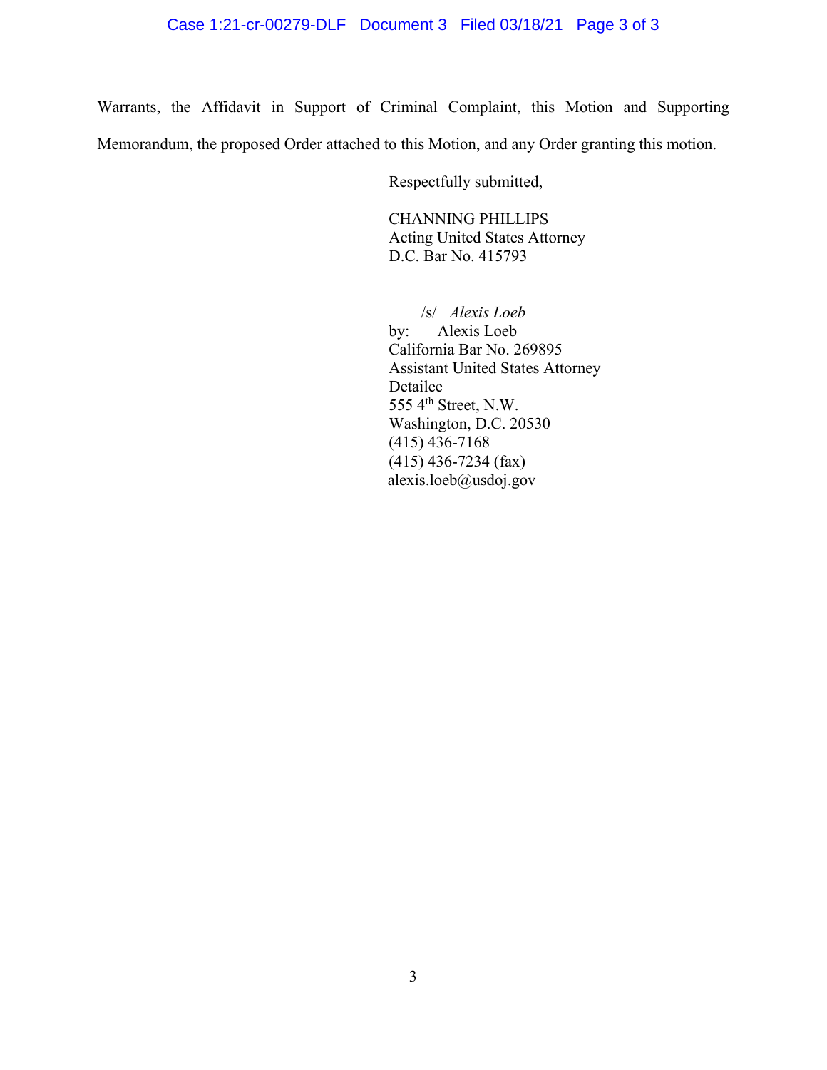Warrants, the Affidavit in Support of Criminal Complaint, this Motion and Supporting Memorandum, the proposed Order attached to this Motion, and any Order granting this motion.

Respectfully submitted,

CHANNING PHILLIPS
Acting United States Attorney
D.C. Bar No. 415793

/s/ *Alexis Loeb*
by: Alexis Loeb
California Bar No. 269895
Assistant United States Attorney
Detailee
555 4th Street, N.W.
Washington, D.C. 20530
(415) 436-7168
(415) 436-7234 (fax)
alexis.loeb@usdoj.gov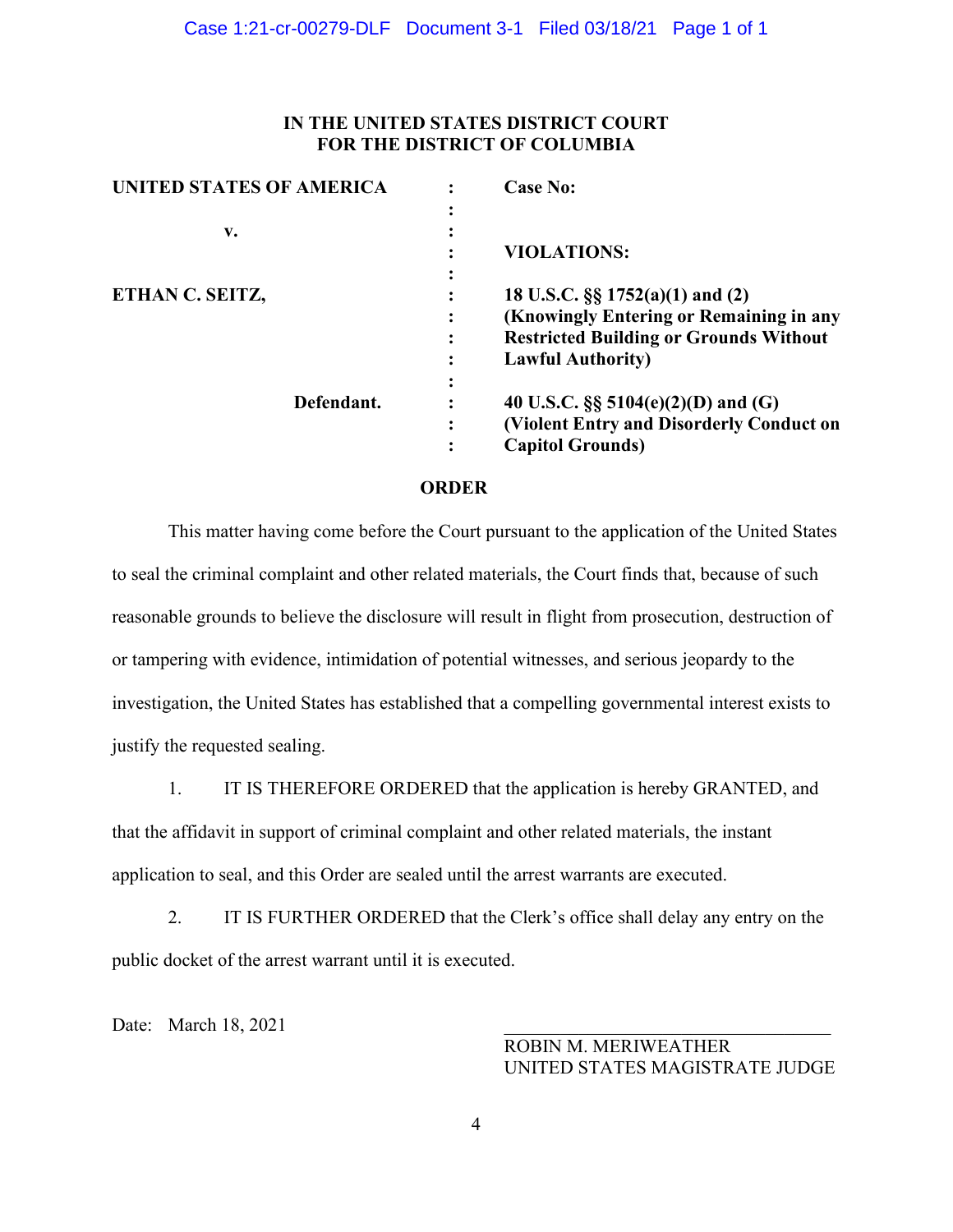**IN THE UNITED STATES DISTRICT COURT**
**FOR THE DISTRICT OF COLUMBIA**

| | | |
|---|---|---|
| **UNITED STATES OF AMERICA** | : | **Case No:** |
| | : | |
| **v.** | : | |
| | : | **VIOLATIONS:** |
| | : | |
| **ETHAN C. SEITZ,** | : | **18 U.S.C. §§ 1752(a)(1) and (2)** |
| | : | **(Knowingly Entering or Remaining in any** |
| | : | **Restricted Building or Grounds Without** |
| | : | **Lawful Authority)** |
| | : | |
| **Defendant.** | : | **40 U.S.C. §§ 5104(e)(2)(D) and (G)** |
| | : | **(Violent Entry and Disorderly Conduct on** |
| | : | **Capitol Grounds)** |

**ORDER**

This matter having come before the Court pursuant to the application of the United States to seal the criminal complaint and other related materials, the Court finds that, because of such reasonable grounds to believe the disclosure will result in flight from prosecution, destruction of or tampering with evidence, intimidation of potential witnesses, and serious jeopardy to the investigation, the United States has established that a compelling governmental interest exists to justify the requested sealing.

1. IT IS THEREFORE ORDERED that the application is hereby GRANTED, and that the affidavit in support of criminal complaint and other related materials, the instant application to seal, and this Order are sealed until the arrest warrants are executed.

2. IT IS FURTHER ORDERED that the Clerk's office shall delay any entry on the public docket of the arrest warrant until it is executed.

Date: March 18, 2021

\_\_\_\_\_\_\_\_\_\_\_\_\_\_\_\_\_\_\_\_\_\_\_\_\_\_\_\_\_\_\_\_\_\_\_\_
ROBIN M. MERIWEATHER
UNITED STATES MAGISTRATE JUDGE